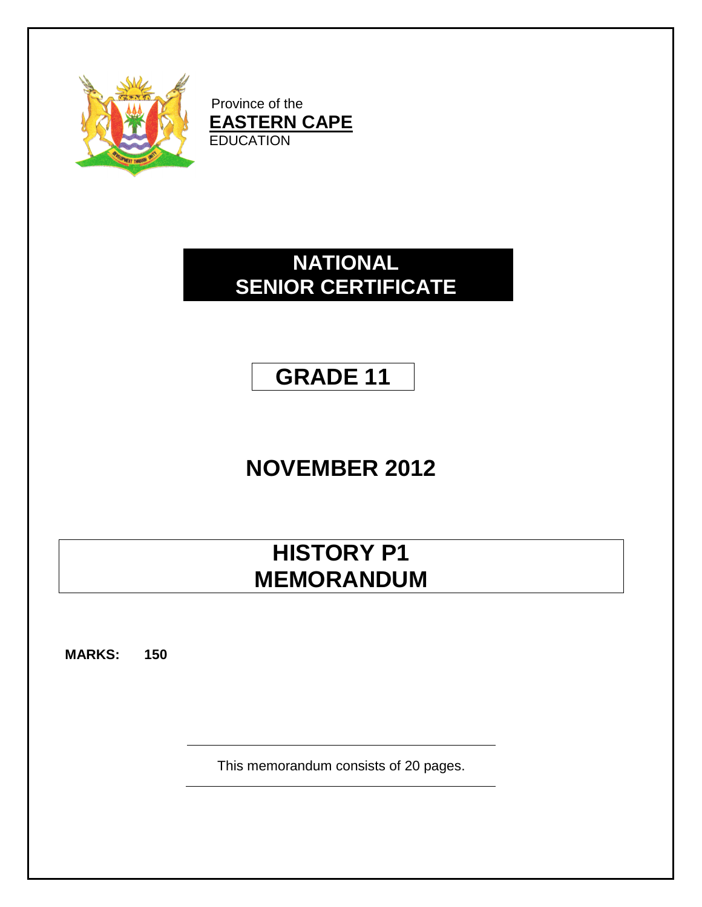Province of the
**EASTERN CAPE**
EDUCATION

# NATIONAL SENIOR CERTIFICATE

# GRADE 11

# NOVEMBER 2012

# HISTORY P1 MEMORANDUM

**MARKS: 150**

This memorandum consists of 20 pages.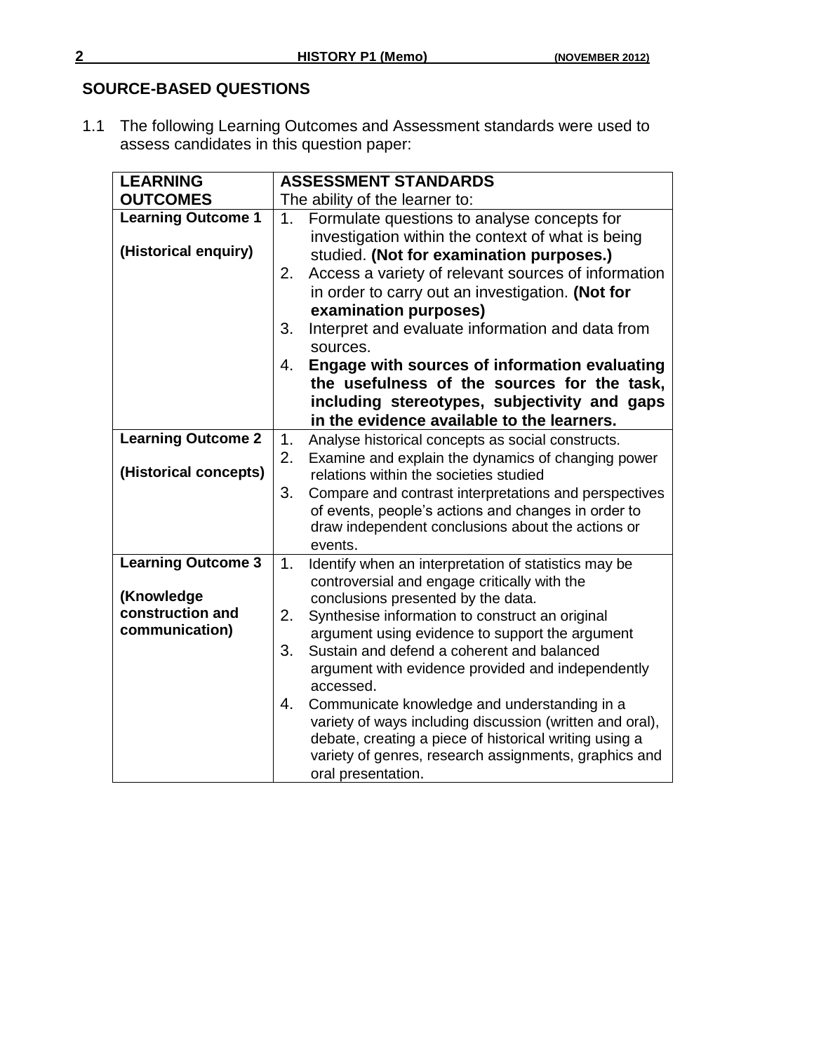## SOURCE-BASED QUESTIONS

1.1 The following Learning Outcomes and Assessment standards were used to assess candidates in this question paper:

| **LEARNING OUTCOMES** | **ASSESSMENT STANDARDS** The ability of the learner to: |
|---|---|
| **Learning Outcome 1** **(Historical enquiry)** | 1. Formulate questions to analyse concepts for investigation within the context of what is being studied. **(Not for examination purposes.)** 2. Access a variety of relevant sources of information in order to carry out an investigation. **(Not for examination purposes)** 3. Interpret and evaluate information and data from sources. 4. **Engage with sources of information evaluating the usefulness of the sources for the task, including stereotypes, subjectivity and gaps in the evidence available to the learners.** |
| **Learning Outcome 2** **(Historical concepts)** | 1. Analyse historical concepts as social constructs. 2. Examine and explain the dynamics of changing power relations within the societies studied 3. Compare and contrast interpretations and perspectives of events, people's actions and changes in order to draw independent conclusions about the actions or events. |
| **Learning Outcome 3** **(Knowledge construction and communication)** | 1. Identify when an interpretation of statistics may be controversial and engage critically with the conclusions presented by the data. 2. Synthesise information to construct an original argument using evidence to support the argument 3. Sustain and defend a coherent and balanced argument with evidence provided and independently accessed. 4. Communicate knowledge and understanding in a variety of ways including discussion (written and oral), debate, creating a piece of historical writing using a variety of genres, research assignments, graphics and oral presentation. |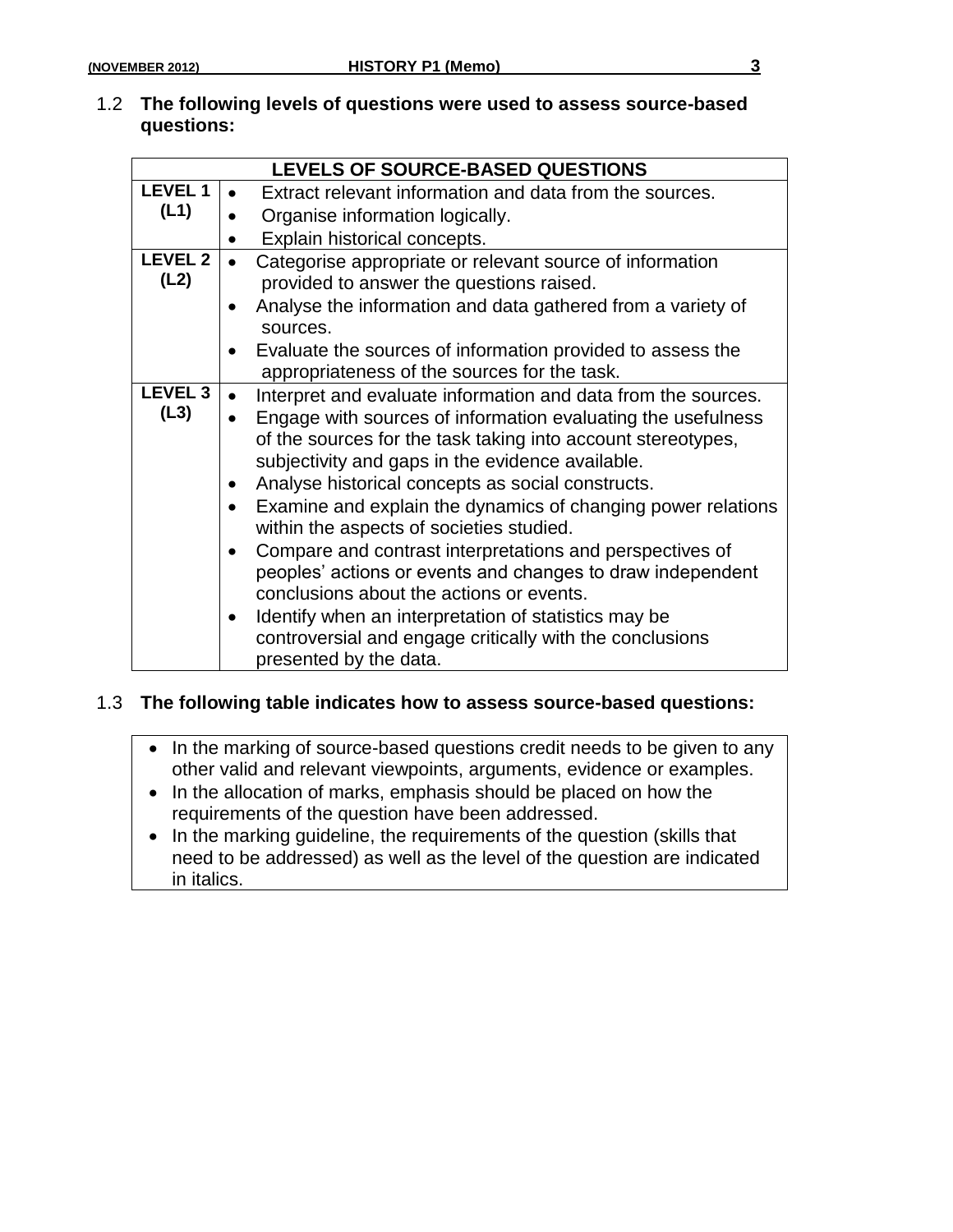1.2 **The following levels of questions were used to assess source-based questions:**

| LEVELS OF SOURCE-BASED QUESTIONS | |
|---|---|
| **LEVEL 1 (L1)** | • Extract relevant information and data from the sources.<br>• Organise information logically.<br>• Explain historical concepts. |
| **LEVEL 2 (L2)** | • Categorise appropriate or relevant source of information provided to answer the questions raised.<br>• Analyse the information and data gathered from a variety of sources.<br>• Evaluate the sources of information provided to assess the appropriateness of the sources for the task. |
| **LEVEL 3 (L3)** | • Interpret and evaluate information and data from the sources.<br>• Engage with sources of information evaluating the usefulness of the sources for the task taking into account stereotypes, subjectivity and gaps in the evidence available.<br>• Analyse historical concepts as social constructs.<br>• Examine and explain the dynamics of changing power relations within the aspects of societies studied.<br>• Compare and contrast interpretations and perspectives of peoples' actions or events and changes to draw independent conclusions about the actions or events.<br>• Identify when an interpretation of statistics may be controversial and engage critically with the conclusions presented by the data. |

1.3 **The following table indicates how to assess source-based questions:**

- In the marking of source-based questions credit needs to be given to any other valid and relevant viewpoints, arguments, evidence or examples.
- In the allocation of marks, emphasis should be placed on how the requirements of the question have been addressed.
- In the marking guideline, the requirements of the question (skills that need to be addressed) as well as the level of the question are indicated in italics.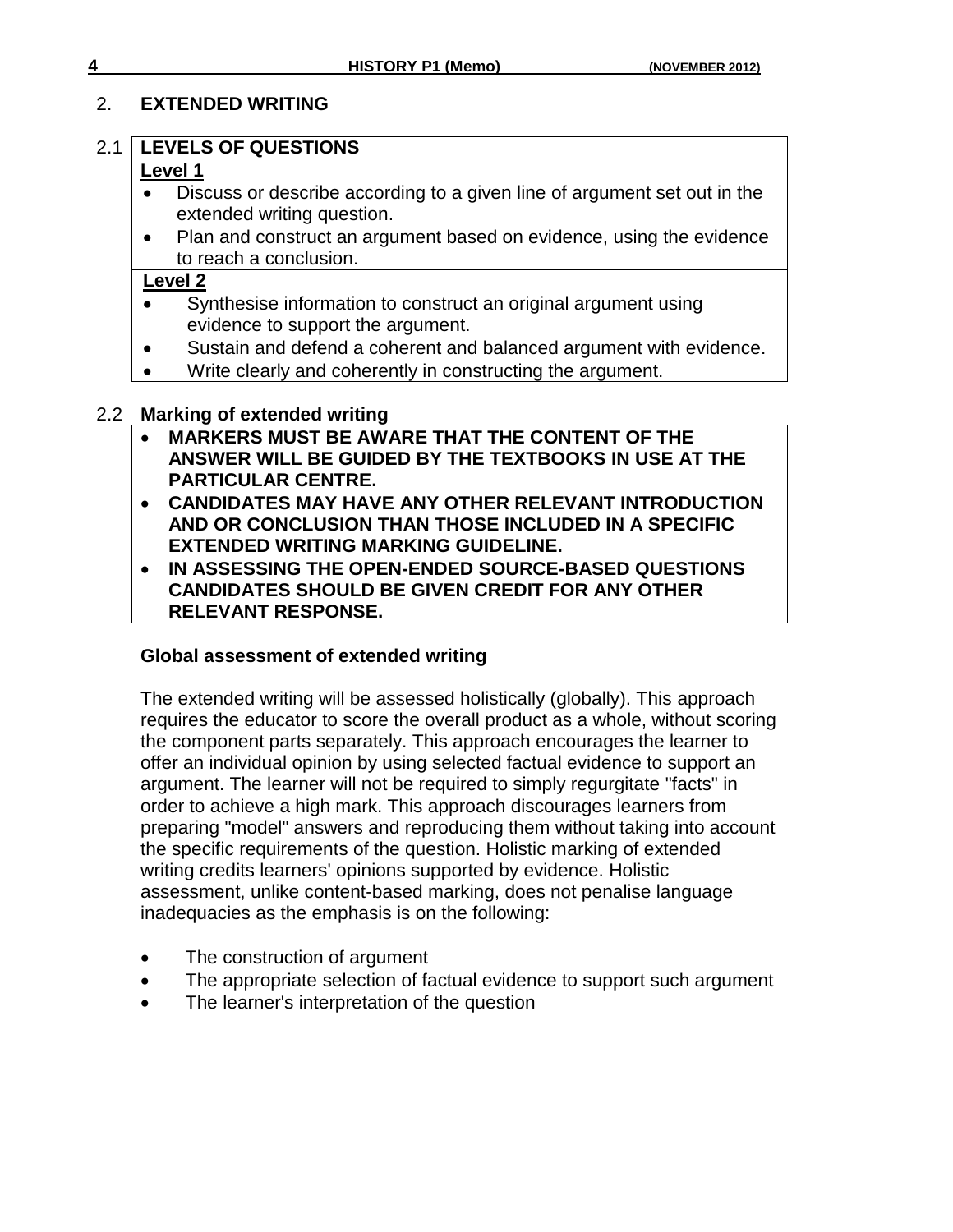## 2. EXTENDED WRITING

### 2.1 LEVELS OF QUESTIONS

**Level 1**

- Discuss or describe according to a given line of argument set out in the extended writing question.
- Plan and construct an argument based on evidence, using the evidence to reach a conclusion.

**Level 2**

- Synthesise information to construct an original argument using evidence to support the argument.
- Sustain and defend a coherent and balanced argument with evidence.
- Write clearly and coherently in constructing the argument.

### 2.2 Marking of extended writing

- **MARKERS MUST BE AWARE THAT THE CONTENT OF THE ANSWER WILL BE GUIDED BY THE TEXTBOOKS IN USE AT THE PARTICULAR CENTRE.**
- **CANDIDATES MAY HAVE ANY OTHER RELEVANT INTRODUCTION AND OR CONCLUSION THAN THOSE INCLUDED IN A SPECIFIC EXTENDED WRITING MARKING GUIDELINE.**
- **IN ASSESSING THE OPEN-ENDED SOURCE-BASED QUESTIONS CANDIDATES SHOULD BE GIVEN CREDIT FOR ANY OTHER RELEVANT RESPONSE.**

**Global assessment of extended writing**

The extended writing will be assessed holistically (globally). This approach requires the educator to score the overall product as a whole, without scoring the component parts separately. This approach encourages the learner to offer an individual opinion by using selected factual evidence to support an argument. The learner will not be required to simply regurgitate "facts" in order to achieve a high mark. This approach discourages learners from preparing "model" answers and reproducing them without taking into account the specific requirements of the question. Holistic marking of extended writing credits learners' opinions supported by evidence. Holistic assessment, unlike content-based marking, does not penalise language inadequacies as the emphasis is on the following:

- The construction of argument
- The appropriate selection of factual evidence to support such argument
- The learner's interpretation of the question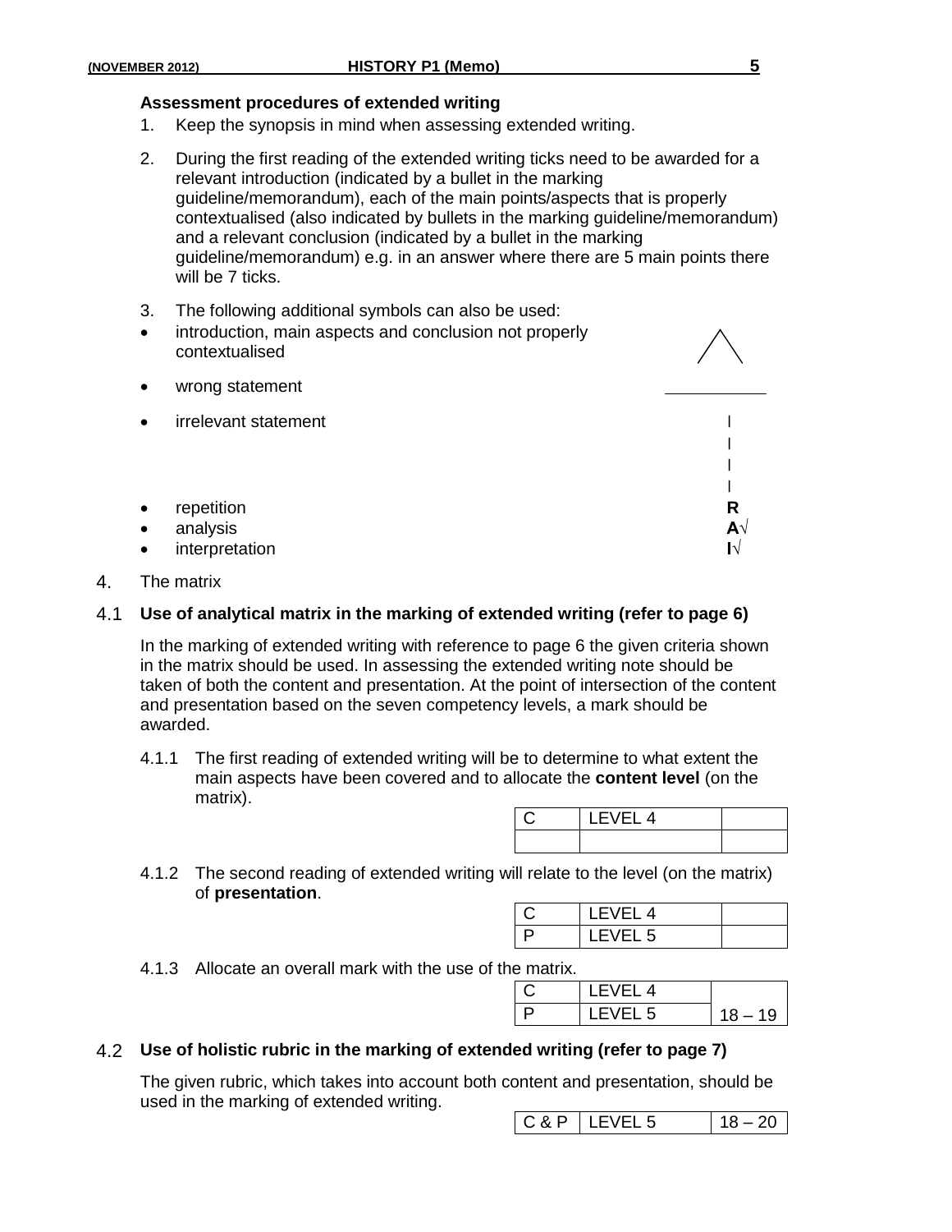**Assessment procedures of extended writing**

1. Keep the synopsis in mind when assessing extended writing.
2. During the first reading of the extended writing ticks need to be awarded for a relevant introduction (indicated by a bullet in the marking guideline/memorandum), each of the main points/aspects that is properly contextualised (also indicated by bullets in the marking guideline/memorandum) and a relevant conclusion (indicated by a bullet in the marking guideline/memorandum) e.g. in an answer where there are 5 main points there will be 7 ticks.
3. The following additional symbols can also be used:

- introduction, main aspects and conclusion not properly contextualised — ⋀
- wrong statement — \_\_\_\_\_\_\_\_\_\_
- irrelevant statement — |
- repetition — **R**
- analysis — **A**√
- interpretation — **I**√

4. The matrix

4.1 **Use of analytical matrix in the marking of extended writing (refer to page 6)**

In the marking of extended writing with reference to page 6 the given criteria shown in the matrix should be used. In assessing the extended writing note should be taken of both the content and presentation. At the point of intersection of the content and presentation based on the seven competency levels, a mark should be awarded.

4.1.1 The first reading of extended writing will be to determine to what extent the main aspects have been covered and to allocate the **content level** (on the matrix).

| C | LEVEL 4 | |
|---|---|---|
| | | |

4.1.2 The second reading of extended writing will relate to the level (on the matrix) of **presentation**.

| C | LEVEL 4 | |
|---|---|---|
| P | LEVEL 5 | |

4.1.3 Allocate an overall mark with the use of the matrix.

| C | LEVEL 4 | |
|---|---|---|
| P | LEVEL 5 | 18 – 19 |

4.2 **Use of holistic rubric in the marking of extended writing (refer to page 7)**

The given rubric, which takes into account both content and presentation, should be used in the marking of extended writing.

| C & P | LEVEL 5 | 18 – 20 |
|---|---|---|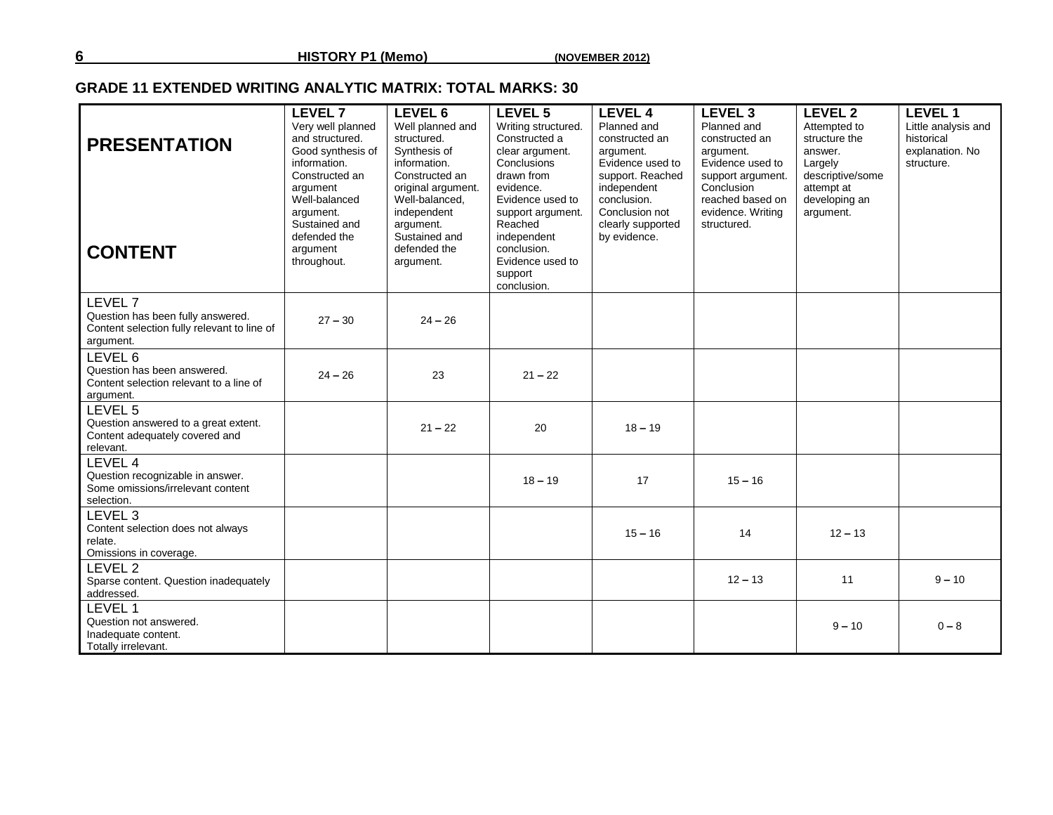## GRADE 11 EXTENDED WRITING ANALYTIC MATRIX: TOTAL MARKS: 30

| **PRESENTATION** / **CONTENT** | **LEVEL 7** Very well planned and structured. Good synthesis of information. Constructed an argument Well-balanced argument. Sustained and defended the argument throughout. | **LEVEL 6** Well planned and structured. Synthesis of information. Constructed an original argument. Well-balanced, independent argument. Sustained and defended the argument. | **LEVEL 5** Writing structured. Constructed a clear argument. Conclusions drawn from evidence. Evidence used to support argument. Reached independent conclusion. Evidence used to support conclusion. | **LEVEL 4** Planned and constructed an argument. Evidence used to support. Reached independent conclusion. Conclusion not clearly supported by evidence. | **LEVEL 3** Planned and constructed an argument. Evidence used to support argument. Conclusion reached based on evidence. Writing structured. | **LEVEL 2** Attempted to structure the answer. Largely descriptive/some attempt at developing an argument. | **LEVEL 1** Little analysis and historical explanation. No structure. |
|---|---|---|---|---|---|---|---|
| LEVEL 7 Question has been fully answered. Content selection fully relevant to line of argument. | 27 – 30 | 24 – 26 | | | | | |
| LEVEL 6 Question has been answered. Content selection relevant to a line of argument. | 24 – 26 | 23 | 21 – 22 | | | | |
| LEVEL 5 Question answered to a great extent. Content adequately covered and relevant. | | 21 – 22 | 20 | 18 – 19 | | | |
| LEVEL 4 Question recognizable in answer. Some omissions/irrelevant content selection. | | | 18 – 19 | 17 | 15 – 16 | | |
| LEVEL 3 Content selection does not always relate. Omissions in coverage. | | | | 15 – 16 | 14 | 12 – 13 | |
| LEVEL 2 Sparse content. Question inadequately addressed. | | | | | 12 – 13 | 11 | 9 – 10 |
| LEVEL 1 Question not answered. Inadequate content. Totally irrelevant. | | | | | | 9 – 10 | 0 – 8 |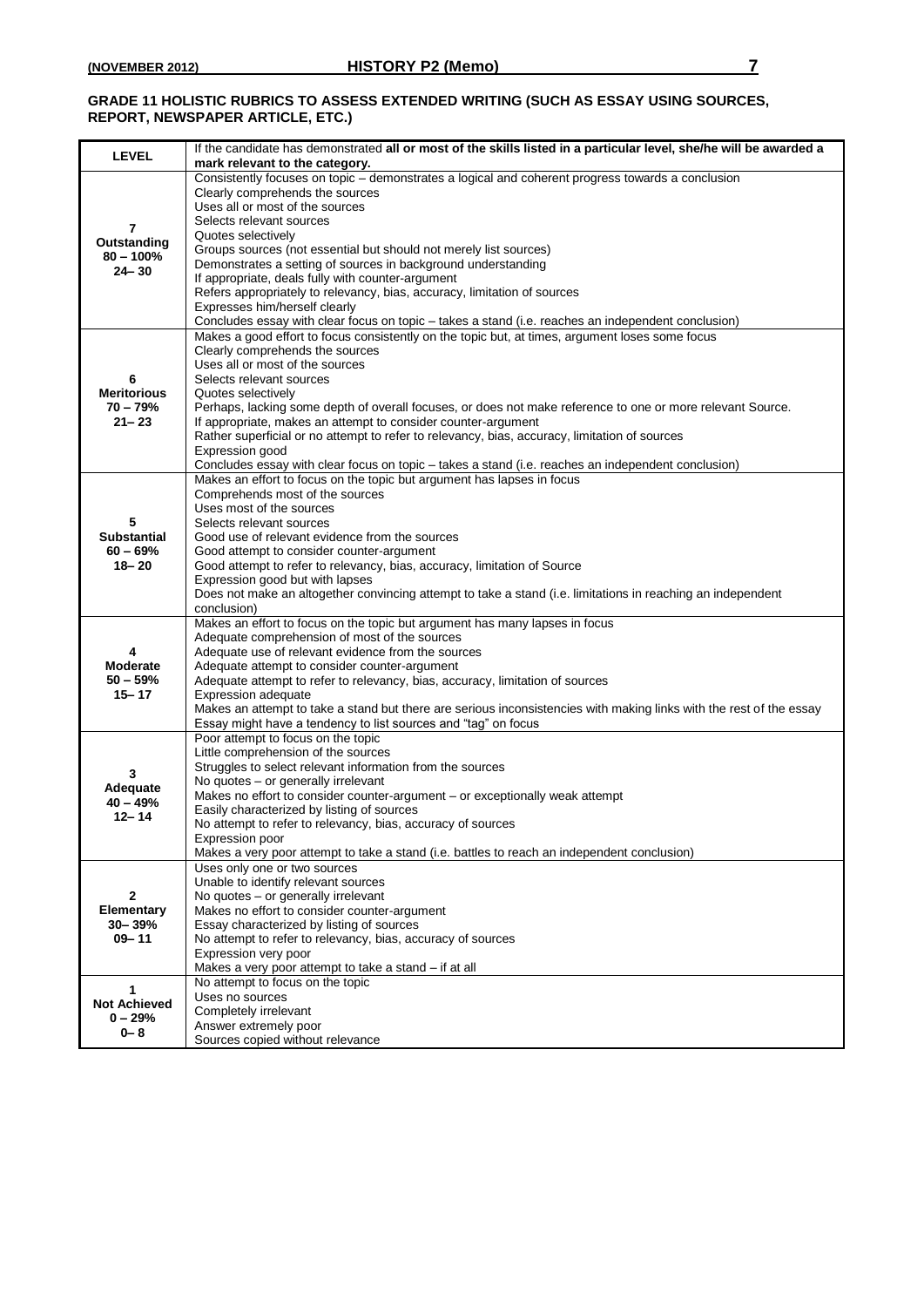**GRADE 11 HOLISTIC RUBRICS TO ASSESS EXTENDED WRITING (SUCH AS ESSAY USING SOURCES, REPORT, NEWSPAPER ARTICLE, ETC.)**

| LEVEL | If the candidate has demonstrated **all or most of the skills listed in a particular level, she/he will be awarded a mark relevant to the category.** |
|---|---|
| **7 Outstanding 80 – 100% 24– 30** | Consistently focuses on topic – demonstrates a logical and coherent progress towards a conclusion<br>Clearly comprehends the sources<br>Uses all or most of the sources<br>Selects relevant sources<br>Quotes selectively<br>Groups sources (not essential but should not merely list sources)<br>Demonstrates a setting of sources in background understanding<br>If appropriate, deals fully with counter-argument<br>Refers appropriately to relevancy, bias, accuracy, limitation of sources<br>Expresses him/herself clearly<br>Concludes essay with clear focus on topic – takes a stand (i.e. reaches an independent conclusion) |
| **6 Meritorious 70 – 79% 21– 23** | Makes a good effort to focus consistently on the topic but, at times, argument loses some focus<br>Clearly comprehends the sources<br>Uses all or most of the sources<br>Selects relevant sources<br>Quotes selectively<br>Perhaps, lacking some depth of overall focuses, or does not make reference to one or more relevant Source.<br>If appropriate, makes an attempt to consider counter-argument<br>Rather superficial or no attempt to refer to relevancy, bias, accuracy, limitation of sources<br>Expression good<br>Concludes essay with clear focus on topic – takes a stand (i.e. reaches an independent conclusion) |
| **5 Substantial 60 – 69% 18– 20** | Makes an effort to focus on the topic but argument has lapses in focus<br>Comprehends most of the sources<br>Uses most of the sources<br>Selects relevant sources<br>Good use of relevant evidence from the sources<br>Good attempt to consider counter-argument<br>Good attempt to refer to relevancy, bias, accuracy, limitation of Source<br>Expression good but with lapses<br>Does not make an altogether convincing attempt to take a stand (i.e. limitations in reaching an independent conclusion) |
| **4 Moderate 50 – 59% 15– 17** | Makes an effort to focus on the topic but argument has many lapses in focus<br>Adequate comprehension of most of the sources<br>Adequate use of relevant evidence from the sources<br>Adequate attempt to consider counter-argument<br>Adequate attempt to refer to relevancy, bias, accuracy, limitation of sources<br>Expression adequate<br>Makes an attempt to take a stand but there are serious inconsistencies with making links with the rest of the essay<br>Essay might have a tendency to list sources and "tag" on focus |
| **3 Adequate 40 – 49% 12– 14** | Poor attempt to focus on the topic<br>Little comprehension of the sources<br>Struggles to select relevant information from the sources<br>No quotes – or generally irrelevant<br>Makes no effort to consider counter-argument – or exceptionally weak attempt<br>Easily characterized by listing of sources<br>No attempt to refer to relevancy, bias, accuracy of sources<br>Expression poor<br>Makes a very poor attempt to take a stand (i.e. battles to reach an independent conclusion) |
| **2 Elementary 30– 39% 09– 11** | Uses only one or two sources<br>Unable to identify relevant sources<br>No quotes – or generally irrelevant<br>Makes no effort to consider counter-argument<br>Essay characterized by listing of sources<br>No attempt to refer to relevancy, bias, accuracy of sources<br>Expression very poor<br>Makes a very poor attempt to take a stand – if at all |
| **1 Not Achieved 0 – 29% 0– 8** | No attempt to focus on the topic<br>Uses no sources<br>Completely irrelevant<br>Answer extremely poor<br>Sources copied without relevance |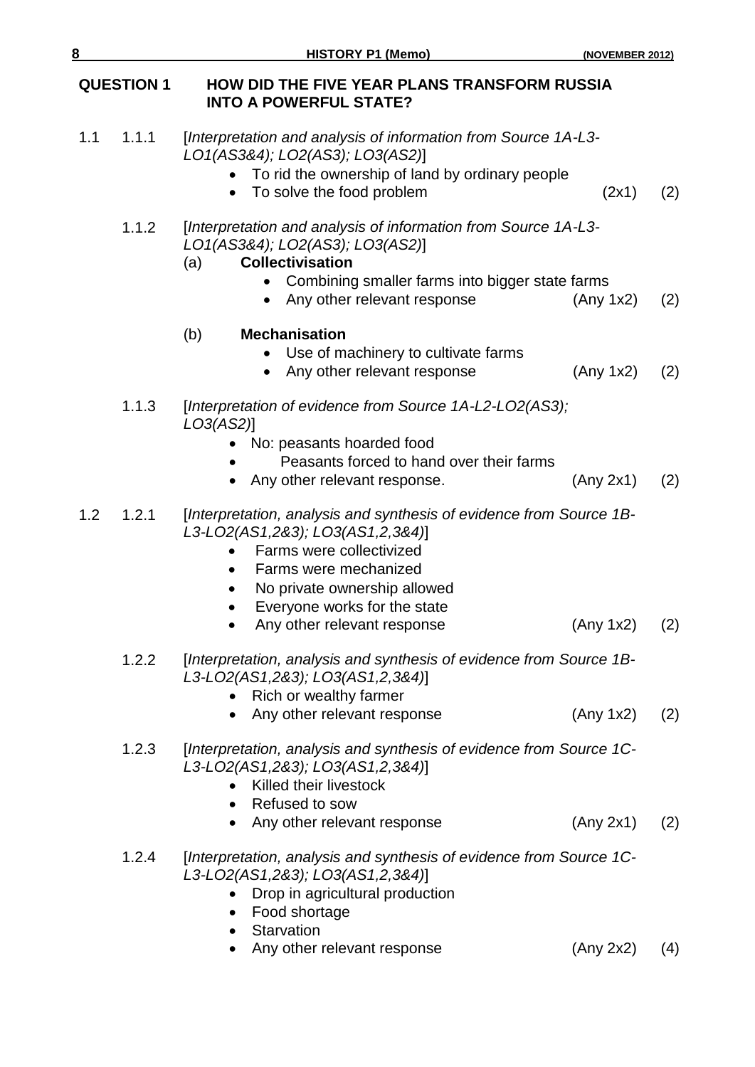## QUESTION 1 HOW DID THE FIVE YEAR PLANS TRANSFORM RUSSIA INTO A POWERFUL STATE?

1.1 1.1.1 [*Interpretation and analysis of information from Source 1A-L3-LO1(AS3&4); LO2(AS3); LO3(AS2)*]

- To rid the ownership of land by ordinary people
- To solve the food problem (2x1) (2)

1.1.2 [*Interpretation and analysis of information from Source 1A-L3-LO1(AS3&4); LO2(AS3); LO3(AS2)*]

(a) **Collectivisation**

- Combining smaller farms into bigger state farms
- Any other relevant response (Any 1x2) (2)

(b) **Mechanisation**

- Use of machinery to cultivate farms
- Any other relevant response (Any 1x2) (2)

1.1.3 [*Interpretation of evidence from Source 1A-L2-LO2(AS3); LO3(AS2)*]

- No: peasants hoarded food
- Peasants forced to hand over their farms
- Any other relevant response. (Any 2x1) (2)

1.2 1.2.1 [*Interpretation, analysis and synthesis of evidence from Source 1B-L3-LO2(AS1,2&3); LO3(AS1,2,3&4)*]

- Farms were collectivized
- Farms were mechanized
- No private ownership allowed
- Everyone works for the state
- Any other relevant response (Any 1x2) (2)

1.2.2 [*Interpretation, analysis and synthesis of evidence from Source 1B-L3-LO2(AS1,2&3); LO3(AS1,2,3&4)*]

- Rich or wealthy farmer
- Any other relevant response (Any 1x2) (2)

1.2.3 [*Interpretation, analysis and synthesis of evidence from Source 1C-L3-LO2(AS1,2&3); LO3(AS1,2,3&4)*]

- Killed their livestock
- Refused to sow
- Any other relevant response (Any 2x1) (2)

1.2.4 [*Interpretation, analysis and synthesis of evidence from Source 1C-L3-LO2(AS1,2&3); LO3(AS1,2,3&4)*]

- Drop in agricultural production
- Food shortage
- Starvation
- Any other relevant response (Any 2x2) (4)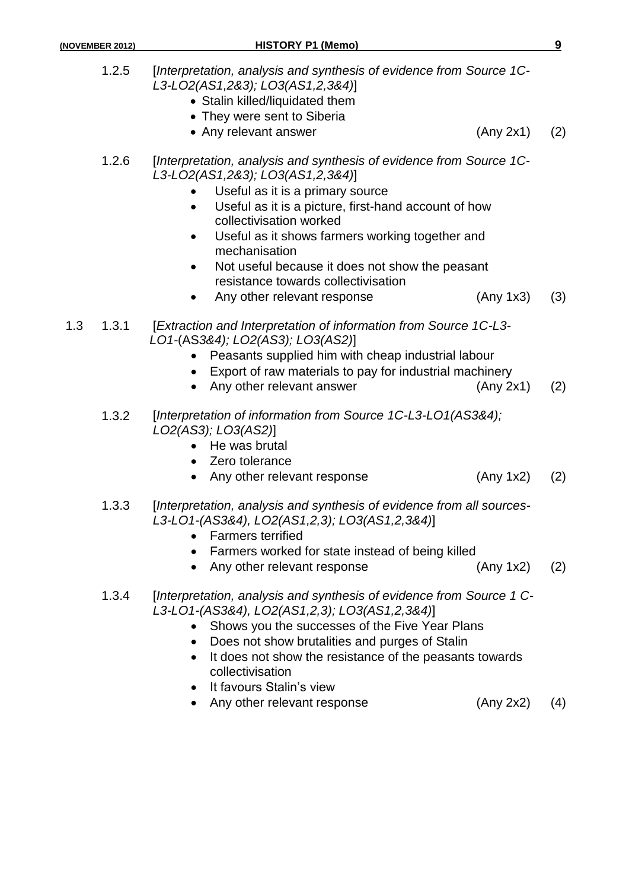1.2.5 [*Interpretation, analysis and synthesis of evidence from Source 1C-L3-LO2(AS1,2&3); LO3(AS1,2,3&4)*]

- Stalin killed/liquidated them
- They were sent to Siberia
- Any relevant answer (Any 2x1) (2)

1.2.6 [*Interpretation, analysis and synthesis of evidence from Source 1C-L3-LO2(AS1,2&3); LO3(AS1,2,3&4)*]

- Useful as it is a primary source
- Useful as it is a picture, first-hand account of how collectivisation worked
- Useful as it shows farmers working together and mechanisation
- Not useful because it does not show the peasant resistance towards collectivisation
- Any other relevant response (Any 1x3) (3)

1.3 1.3.1 [*Extraction and Interpretation of information from Source 1C-L3-LO1-*(AS*3&4); LO2(AS3); LO3(AS2)*]

- Peasants supplied him with cheap industrial labour
- Export of raw materials to pay for industrial machinery
- Any other relevant answer (Any 2x1) (2)

1.3.2 [*Interpretation of information from Source 1C-L3-LO1(AS3&4); LO2(AS3); LO3(AS2)*]

- He was brutal
- Zero tolerance
- Any other relevant response (Any 1x2) (2)

1.3.3 [*Interpretation, analysis and synthesis of evidence from all sources-L3-LO1-(AS3&4), LO2(AS1,2,3); LO3(AS1,2,3&4)*]

- Farmers terrified
- Farmers worked for state instead of being killed
- Any other relevant response (Any 1x2) (2)

1.3.4 [*Interpretation, analysis and synthesis of evidence from Source 1 C-L3-LO1-(AS3&4), LO2(AS1,2,3); LO3(AS1,2,3&4)*]

- Shows you the successes of the Five Year Plans
- Does not show brutalities and purges of Stalin
- It does not show the resistance of the peasants towards collectivisation
- It favours Stalin's view
- Any other relevant response (Any 2x2) (4)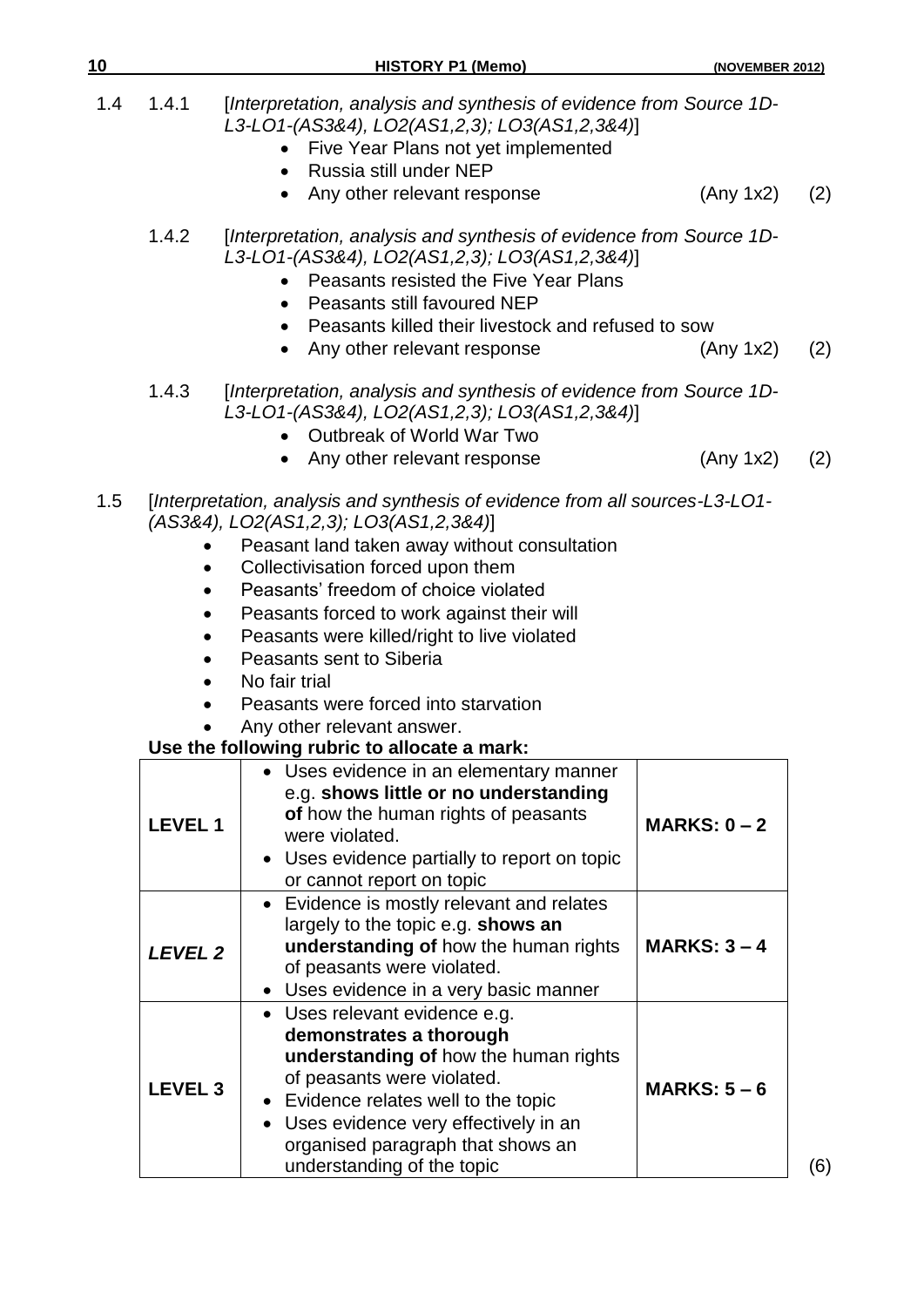1.4 1.4.1 [*Interpretation, analysis and synthesis of evidence from Source 1D-L3-LO1-(AS3&4), LO2(AS1,2,3); LO3(AS1,2,3&4)*]

- Five Year Plans not yet implemented
- Russia still under NEP
- Any other relevant response (Any 1x2) (2)

1.4.2 [*Interpretation, analysis and synthesis of evidence from Source 1D-L3-LO1-(AS3&4), LO2(AS1,2,3); LO3(AS1,2,3&4)*]

- Peasants resisted the Five Year Plans
- Peasants still favoured NEP
- Peasants killed their livestock and refused to sow
- Any other relevant response (Any 1x2) (2)

1.4.3 [*Interpretation, analysis and synthesis of evidence from Source 1D-L3-LO1-(AS3&4), LO2(AS1,2,3); LO3(AS1,2,3&4)*]

- Outbreak of World War Two
- Any other relevant response (Any 1x2) (2)

1.5 [*Interpretation, analysis and synthesis of evidence from all sources-L3-LO1-(AS3&4), LO2(AS1,2,3); LO3(AS1,2,3&4)*]

- Peasant land taken away without consultation
- Collectivisation forced upon them
- Peasants' freedom of choice violated
- Peasants forced to work against their will
- Peasants were killed/right to live violated
- Peasants sent to Siberia
- No fair trial
- Peasants were forced into starvation
- Any other relevant answer.

**Use the following rubric to allocate a mark:**

| | | |
|---|---|---|
| **LEVEL 1** | • Uses evidence in an elementary manner e.g. **shows little or no understanding of** how the human rights of peasants were violated. • Uses evidence partially to report on topic or cannot report on topic | **MARKS: 0 – 2** |
| ***LEVEL 2*** | • Evidence is mostly relevant and relates largely to the topic e.g. **shows an understanding of** how the human rights of peasants were violated. • Uses evidence in a very basic manner | **MARKS: 3 – 4** |
| **LEVEL 3** | • Uses relevant evidence e.g. **demonstrates a thorough understanding of** how the human rights of peasants were violated. • Evidence relates well to the topic • Uses evidence very effectively in an organised paragraph that shows an understanding of the topic | **MARKS: 5 – 6** |

(6)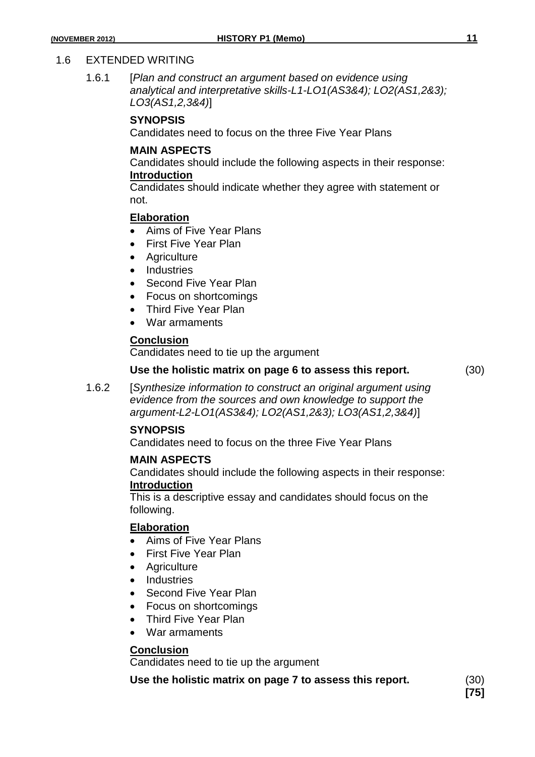## 1.6 EXTENDED WRITING

1.6.1 [*Plan and construct an argument based on evidence using analytical and interpretative skills-L1-LO1(AS3&4); LO2(AS1,2&3); LO3(AS1,2,3&4)*]

**SYNOPSIS**

Candidates need to focus on the three Five Year Plans

**MAIN ASPECTS**

Candidates should include the following aspects in their response:

**Introduction**

Candidates should indicate whether they agree with statement or not.

**Elaboration**

- Aims of Five Year Plans
- First Five Year Plan
- Agriculture
- Industries
- Second Five Year Plan
- Focus on shortcomings
- Third Five Year Plan
- War armaments

**Conclusion**

Candidates need to tie up the argument

**Use the holistic matrix on page 6 to assess this report.** (30)

1.6.2 [*Synthesize information to construct an original argument using evidence from the sources and own knowledge to support the argument-L2-LO1(AS3&4); LO2(AS1,2&3); LO3(AS1,2,3&4)*]

**SYNOPSIS**

Candidates need to focus on the three Five Year Plans

**MAIN ASPECTS**

Candidates should include the following aspects in their response:

**Introduction**

This is a descriptive essay and candidates should focus on the following.

**Elaboration**

- Aims of Five Year Plans
- First Five Year Plan
- Agriculture
- Industries
- Second Five Year Plan
- Focus on shortcomings
- Third Five Year Plan
- War armaments

**Conclusion**

Candidates need to tie up the argument

**Use the holistic matrix on page 7 to assess this report.** (30)

**[75]**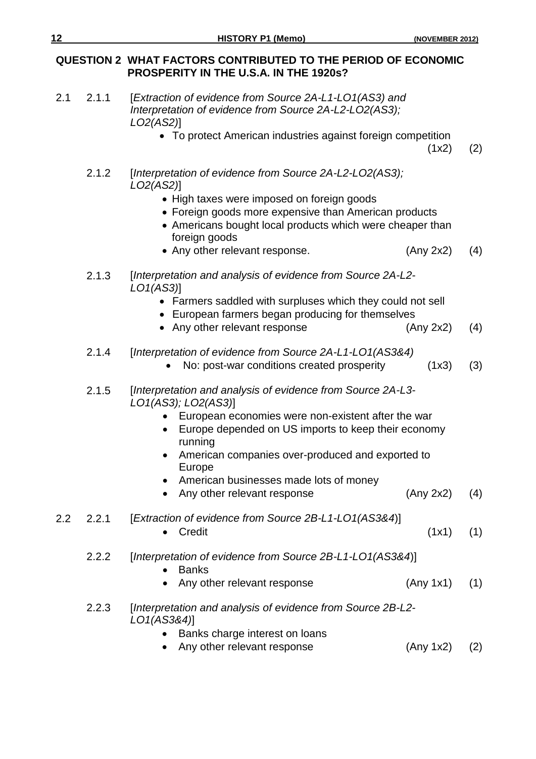## QUESTION 2 WHAT FACTORS CONTRIBUTED TO THE PERIOD OF ECONOMIC PROSPERITY IN THE U.S.A. IN THE 1920s?

**2.1**

**2.1.1** [*Extraction of evidence from Source 2A-L1-LO1(AS3) and Interpretation of evidence from Source 2A-L2-LO2(AS3); LO2(AS2)*]

- To protect American industries against foreign competition (1x2) (2)

**2.1.2** [*Interpretation of evidence from Source 2A-L2-LO2(AS3); LO2(AS2)*]

- High taxes were imposed on foreign goods
- Foreign goods more expensive than American products
- Americans bought local products which were cheaper than foreign goods
- Any other relevant response. (Any 2x2) (4)

**2.1.3** [*Interpretation and analysis of evidence from Source 2A-L2-LO1(AS3)*]

- Farmers saddled with surpluses which they could not sell
- European farmers began producing for themselves
- Any other relevant response (Any 2x2) (4)

**2.1.4** [*Interpretation of evidence from Source 2A-L1-LO1(AS3&4)*

- No: post-war conditions created prosperity (1x3) (3)

**2.1.5** [*Interpretation and analysis of evidence from Source 2A-L3-LO1(AS3); LO2(AS3)*]

- European economies were non-existent after the war
- Europe depended on US imports to keep their economy running
- American companies over-produced and exported to Europe
- American businesses made lots of money
- Any other relevant response (Any 2x2) (4)

**2.2**

**2.2.1** [*Extraction of evidence from Source 2B-L1-LO1(AS3&4)*]

- Credit (1x1) (1)

**2.2.2** [*Interpretation of evidence from Source 2B-L1-LO1(AS3&4)*]

- Banks
- Any other relevant response (Any 1x1) (1)

**2.2.3** [*Interpretation and analysis of evidence from Source 2B-L2-LO1(AS3&4)*]

- Banks charge interest on loans
- Any other relevant response (Any 1x2) (2)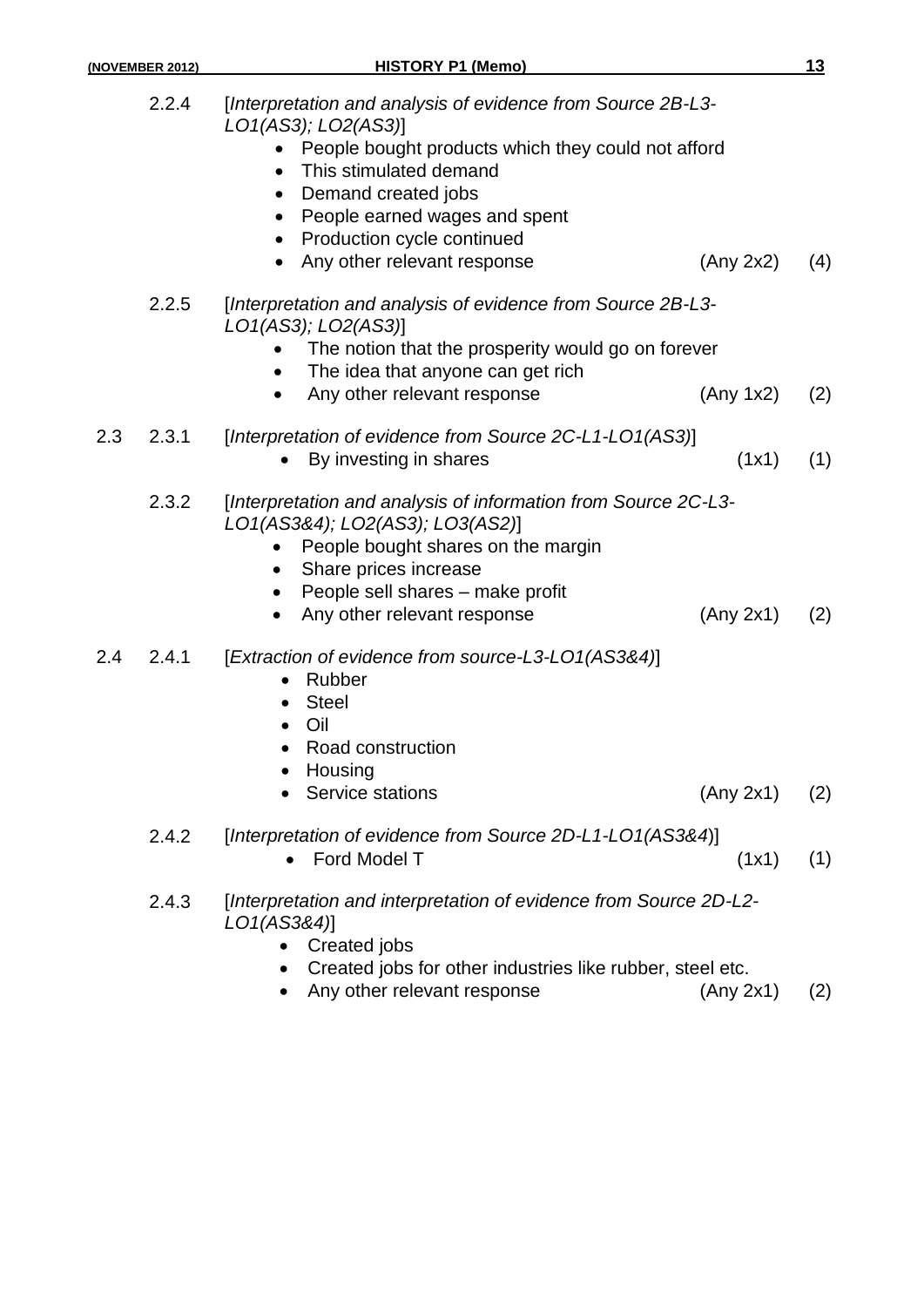2.2.4 [*Interpretation and analysis of evidence from Source 2B-L3-LO1(AS3); LO2(AS3)*]

- People bought products which they could not afford
- This stimulated demand
- Demand created jobs
- People earned wages and spent
- Production cycle continued
- Any other relevant response (Any 2x2) (4)

2.2.5 [*Interpretation and analysis of evidence from Source 2B-L3-LO1(AS3); LO2(AS3)*]

- The notion that the prosperity would go on forever
- The idea that anyone can get rich
- Any other relevant response (Any 1x2) (2)

2.3 2.3.1 [*Interpretation of evidence from Source 2C-L1-LO1(AS3)*]

- By investing in shares (1x1) (1)

2.3.2 [*Interpretation and analysis of information from Source 2C-L3-LO1(AS3&4); LO2(AS3); LO3(AS2)*]

- People bought shares on the margin
- Share prices increase
- People sell shares – make profit
- Any other relevant response (Any 2x1) (2)

2.4 2.4.1 [*Extraction of evidence from source-L3-LO1(AS3&4)*]

- Rubber
- Steel
- Oil
- Road construction
- Housing
- Service stations (Any 2x1) (2)

2.4.2 [*Interpretation of evidence from Source 2D-L1-LO1(AS3&4)*]

- Ford Model T (1x1) (1)

2.4.3 [*Interpretation and interpretation of evidence from Source 2D-L2-LO1(AS3&4)*]

- Created jobs
- Created jobs for other industries like rubber, steel etc.
- Any other relevant response (Any 2x1) (2)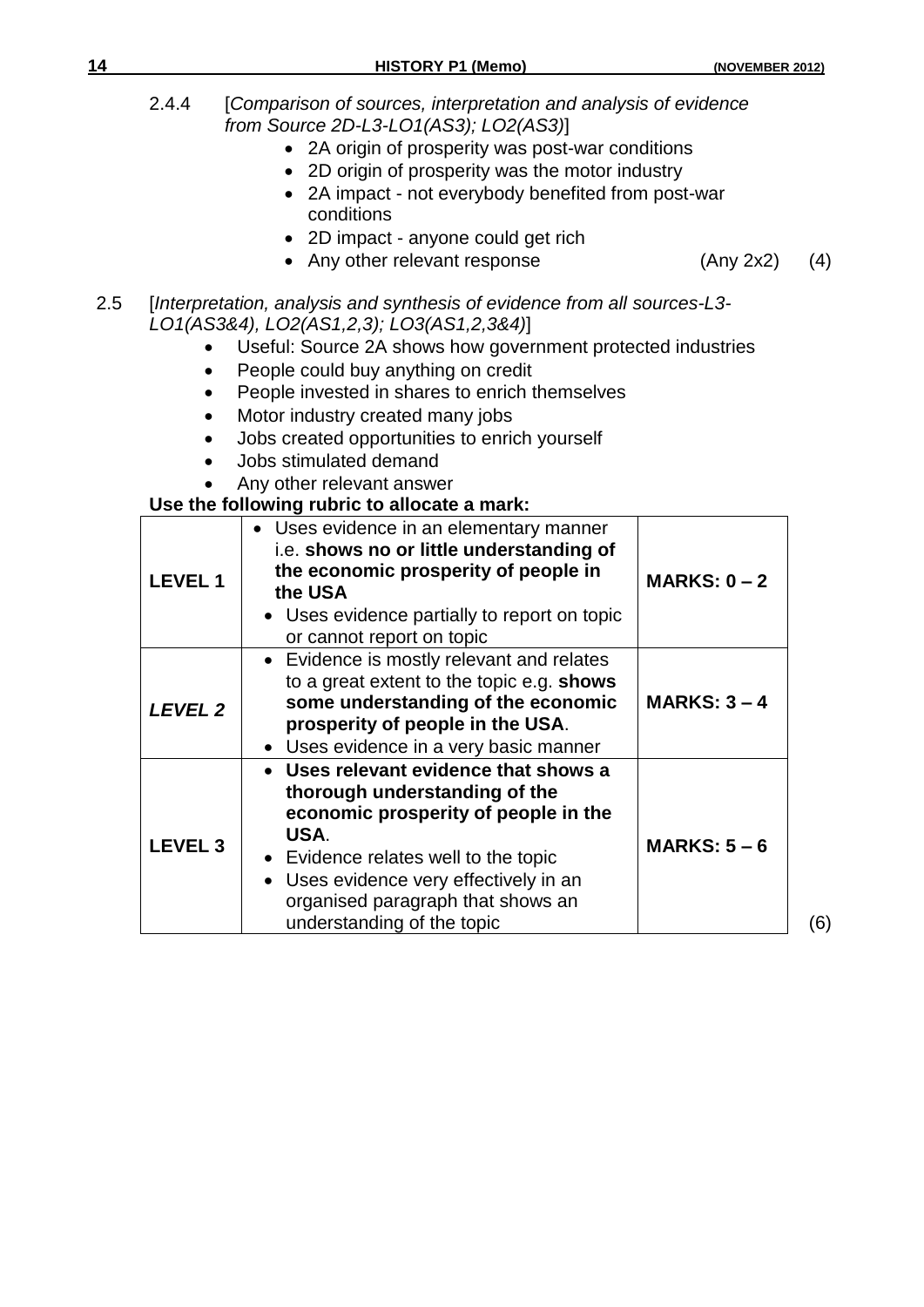2.4.4 [*Comparison of sources, interpretation and analysis of evidence from Source 2D-L3-LO1(AS3); LO2(AS3)*]

- 2A origin of prosperity was post-war conditions
- 2D origin of prosperity was the motor industry
- 2A impact - not everybody benefited from post-war conditions
- 2D impact - anyone could get rich
- Any other relevant response (Any 2x2) (4)

2.5 [*Interpretation, analysis and synthesis of evidence from all sources-L3-LO1(AS3&4), LO2(AS1,2,3); LO3(AS1,2,3&4)*]

- Useful: Source 2A shows how government protected industries
- People could buy anything on credit
- People invested in shares to enrich themselves
- Motor industry created many jobs
- Jobs created opportunities to enrich yourself
- Jobs stimulated demand
- Any other relevant answer

**Use the following rubric to allocate a mark:**

| | | |
|---|---|---|
| **LEVEL 1** | • Uses evidence in an elementary manner i.e. **shows no or little understanding of the economic prosperity of people in the USA**<br>• Uses evidence partially to report on topic or cannot report on topic | **MARKS: 0 – 2** |
| ***LEVEL 2*** | • Evidence is mostly relevant and relates to a great extent to the topic e.g. **shows some understanding of the economic prosperity of people in the USA**.<br>• Uses evidence in a very basic manner | **MARKS: 3 – 4** |
| **LEVEL 3** | • **Uses relevant evidence that shows a thorough understanding of the economic prosperity of people in the USA**.<br>• Evidence relates well to the topic<br>• Uses evidence very effectively in an organised paragraph that shows an understanding of the topic | **MARKS: 5 – 6** |

(6)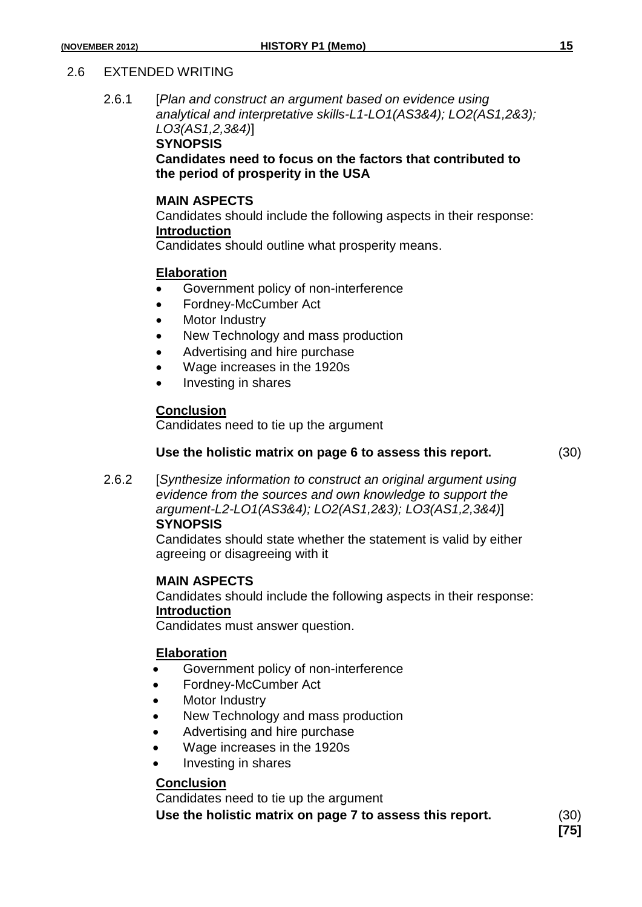## 2.6 EXTENDED WRITING

**2.6.1** [*Plan and construct an argument based on evidence using analytical and interpretative skills-L1-LO1(AS3&4); LO2(AS1,2&3); LO3(AS1,2,3&4)*]

**SYNOPSIS**

**Candidates need to focus on the factors that contributed to the period of prosperity in the USA**

**MAIN ASPECTS**

Candidates should include the following aspects in their response:

**<u>Introduction</u>**

Candidates should outline what prosperity means.

**<u>Elaboration</u>**

- Government policy of non-interference
- Fordney-McCumber Act
- Motor Industry
- New Technology and mass production
- Advertising and hire purchase
- Wage increases in the 1920s
- Investing in shares

**<u>Conclusion</u>**

Candidates need to tie up the argument

**Use the holistic matrix on page 6 to assess this report.** (30)

**2.6.2** [*Synthesize information to construct an original argument using evidence from the sources and own knowledge to support the argument-L2-LO1(AS3&4); LO2(AS1,2&3); LO3(AS1,2,3&4)*]

**SYNOPSIS**

Candidates should state whether the statement is valid by either agreeing or disagreeing with it

**MAIN ASPECTS**

Candidates should include the following aspects in their response:

**<u>Introduction</u>**

Candidates must answer question.

**<u>Elaboration</u>**

- Government policy of non-interference
- Fordney-McCumber Act
- Motor Industry
- New Technology and mass production
- Advertising and hire purchase
- Wage increases in the 1920s
- Investing in shares

**<u>Conclusion</u>**

Candidates need to tie up the argument

**Use the holistic matrix on page 7 to assess this report.** (30)

**[75]**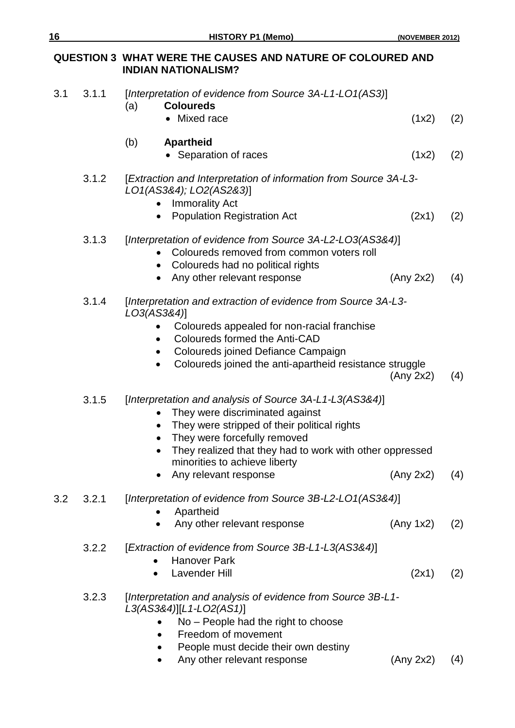## QUESTION 3 WHAT WERE THE CAUSES AND NATURE OF COLOURED AND INDIAN NATIONALISM?

**3.1**

**3.1.1** [*Interpretation of evidence from Source 3A-L1-LO1(AS3)*]

(a) **Coloureds**
- Mixed race (1x2) (2)

(b) **Apartheid**
- Separation of races (1x2) (2)

**3.1.2** [*Extraction and Interpretation of information from Source 3A-L3-LO1(AS3&4); LO2(AS2&3)*]
- Immorality Act
- Population Registration Act (2x1) (2)

**3.1.3** [*Interpretation of evidence from Source 3A-L2-LO3(AS3&4)*]
- Coloureds removed from common voters roll
- Coloureds had no political rights
- Any other relevant response (Any 2x2) (4)

**3.1.4** [*Interpretation and extraction of evidence from Source 3A-L3-LO3(AS3&4)*]
- Coloureds appealed for non-racial franchise
- Coloureds formed the Anti-CAD
- Coloureds joined Defiance Campaign
- Coloureds joined the anti-apartheid resistance struggle (Any 2x2) (4)

**3.1.5** [*Interpretation and analysis of Source 3A-L1-L3(AS3&4)*]
- They were discriminated against
- They were stripped of their political rights
- They were forcefully removed
- They realized that they had to work with other oppressed minorities to achieve liberty
- Any relevant response (Any 2x2) (4)

**3.2**

**3.2.1** [*Interpretation of evidence from Source 3B-L2-LO1(AS3&4)*]
- Apartheid
- Any other relevant response (Any 1x2) (2)

**3.2.2** [*Extraction of evidence from Source 3B-L1-L3(AS3&4)*]
- Hanover Park
- Lavender Hill (2x1) (2)

**3.2.3** [*Interpretation and analysis of evidence from Source 3B-L1-L3(AS3&4)*][*L1-LO2(AS1)*]
- No – People had the right to choose
- Freedom of movement
- People must decide their own destiny
- Any other relevant response (Any 2x2) (4)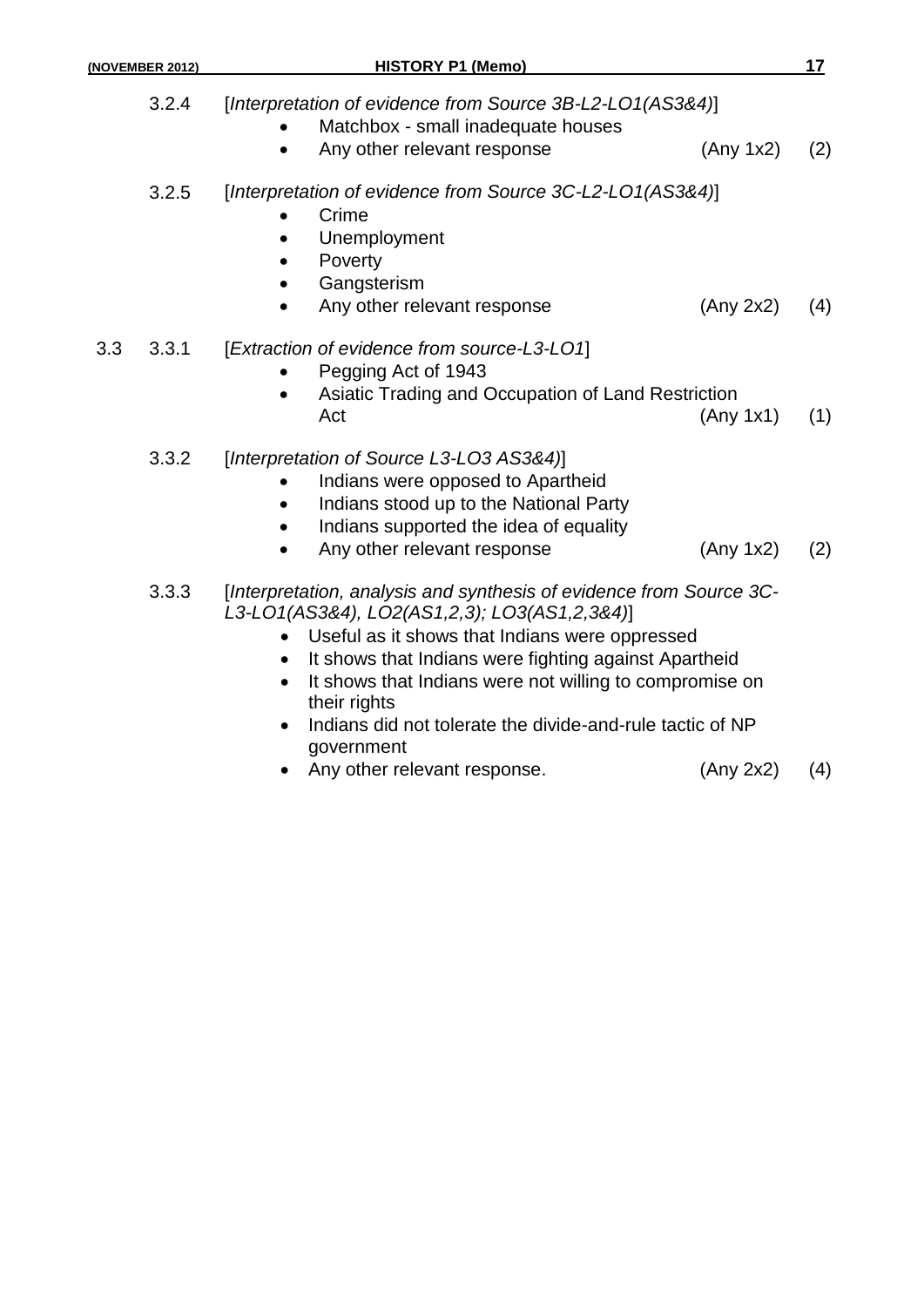3.2.4 [*Interpretation of evidence from Source 3B-L2-LO1(AS3&4)*]

- Matchbox - small inadequate houses
- Any other relevant response (Any 1x2) (2)

3.2.5 [*Interpretation of evidence from Source 3C-L2-LO1(AS3&4)*]

- Crime
- Unemployment
- Poverty
- Gangsterism
- Any other relevant response (Any 2x2) (4)

3.3 3.3.1 [*Extraction of evidence from source-L3-LO1*]

- Pegging Act of 1943
- Asiatic Trading and Occupation of Land Restriction Act (Any 1x1) (1)

3.3.2 [*Interpretation of Source L3-LO3 AS3&4)*]

- Indians were opposed to Apartheid
- Indians stood up to the National Party
- Indians supported the idea of equality
- Any other relevant response (Any 1x2) (2)

3.3.3 [*Interpretation, analysis and synthesis of evidence from Source 3C-L3-LO1(AS3&4), LO2(AS1,2,3); LO3(AS1,2,3&4)*]

- Useful as it shows that Indians were oppressed
- It shows that Indians were fighting against Apartheid
- It shows that Indians were not willing to compromise on their rights
- Indians did not tolerate the divide-and-rule tactic of NP government
- Any other relevant response. (Any 2x2) (4)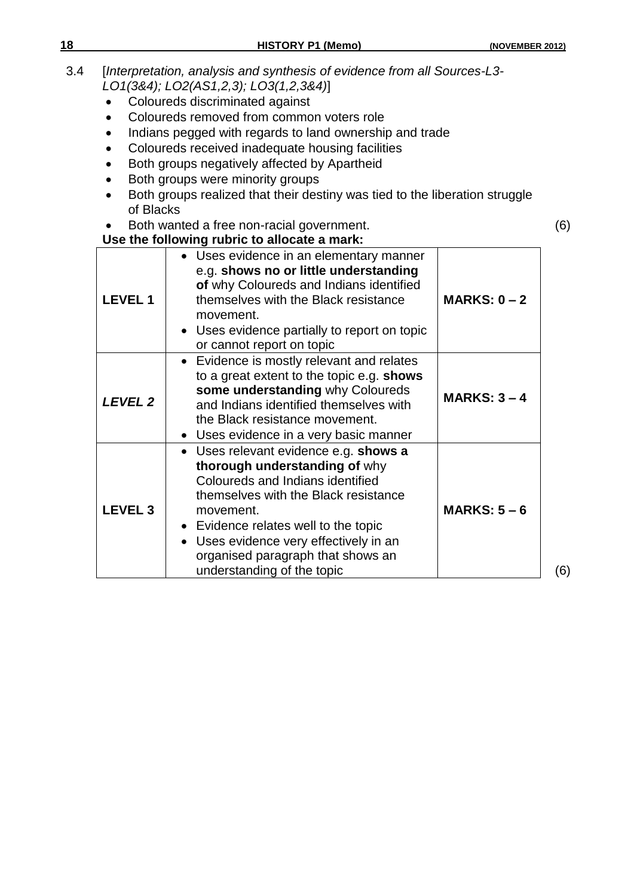3.4 [*Interpretation, analysis and synthesis of evidence from all Sources-L3-LO1(3&4); LO2(AS1,2,3); LO3(1,2,3&4)*]

- Coloureds discriminated against
- Coloureds removed from common voters role
- Indians pegged with regards to land ownership and trade
- Coloureds received inadequate housing facilities
- Both groups negatively affected by Apartheid
- Both groups were minority groups
- Both groups realized that their destiny was tied to the liberation struggle of Blacks
- Both wanted a free non-racial government. (6)

**Use the following rubric to allocate a mark:**

| | | |
|---|---|---|
| **LEVEL 1** | • Uses evidence in an elementary manner e.g. **shows no or little understanding of** why Coloureds and Indians identified themselves with the Black resistance movement.<br>• Uses evidence partially to report on topic or cannot report on topic | **MARKS: 0 – 2** |
| ***LEVEL 2*** | • Evidence is mostly relevant and relates to a great extent to the topic e.g. **shows some understanding** why Coloureds and Indians identified themselves with the Black resistance movement.<br>• Uses evidence in a very basic manner | **MARKS: 3 – 4** |
| **LEVEL 3** | • Uses relevant evidence e.g. **shows a thorough understanding of** why Coloureds and Indians identified themselves with the Black resistance movement.<br>• Evidence relates well to the topic<br>• Uses evidence very effectively in an organised paragraph that shows an understanding of the topic | **MARKS: 5 – 6** |

(6)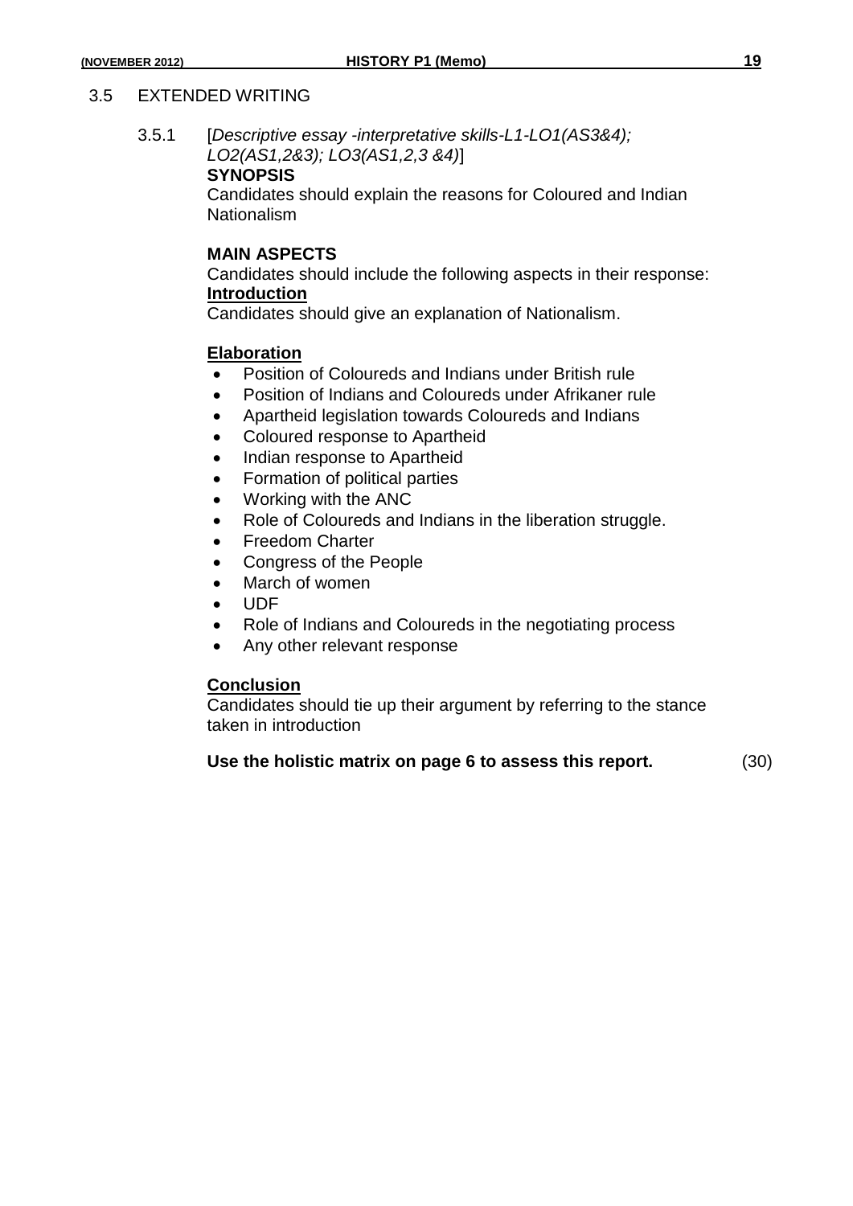## 3.5 EXTENDED WRITING

### 3.5.1 [*Descriptive essay -interpretative skills-L1-LO1(AS3&4); LO2(AS1,2&3); LO3(AS1,2,3 &4)*]

**SYNOPSIS**

Candidates should explain the reasons for Coloured and Indian Nationalism

**MAIN ASPECTS**

Candidates should include the following aspects in their response:

**Introduction**

Candidates should give an explanation of Nationalism.

**Elaboration**

- Position of Coloureds and Indians under British rule
- Position of Indians and Coloureds under Afrikaner rule
- Apartheid legislation towards Coloureds and Indians
- Coloured response to Apartheid
- Indian response to Apartheid
- Formation of political parties
- Working with the ANC
- Role of Coloureds and Indians in the liberation struggle.
- Freedom Charter
- Congress of the People
- March of women
- UDF
- Role of Indians and Coloureds in the negotiating process
- Any other relevant response

**Conclusion**

Candidates should tie up their argument by referring to the stance taken in introduction

**Use the holistic matrix on page 6 to assess this report.** (30)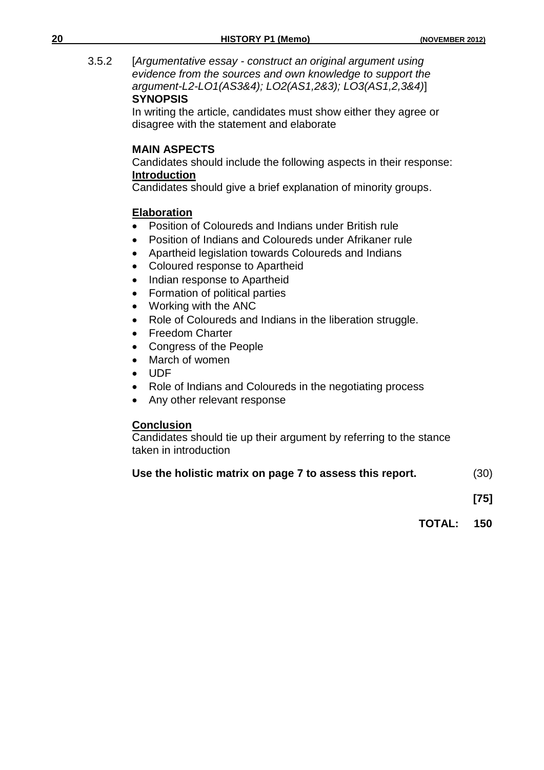3.5.2 [*Argumentative essay - construct an original argument using evidence from the sources and own knowledge to support the argument-L2-LO1(AS3&4); LO2(AS1,2&3); LO3(AS1,2,3&4)*]

**SYNOPSIS**

In writing the article, candidates must show either they agree or disagree with the statement and elaborate

**MAIN ASPECTS**

Candidates should include the following aspects in their response:

**Introduction**

Candidates should give a brief explanation of minority groups.

**Elaboration**

- Position of Coloureds and Indians under British rule
- Position of Indians and Coloureds under Afrikaner rule
- Apartheid legislation towards Coloureds and Indians
- Coloured response to Apartheid
- Indian response to Apartheid
- Formation of political parties
- Working with the ANC
- Role of Coloureds and Indians in the liberation struggle.
- Freedom Charter
- Congress of the People
- March of women
- UDF
- Role of Indians and Coloureds in the negotiating process
- Any other relevant response

**Conclusion**

Candidates should tie up their argument by referring to the stance taken in introduction

**Use the holistic matrix on page 7 to assess this report.** (30)

**[75]**

**TOTAL: 150**